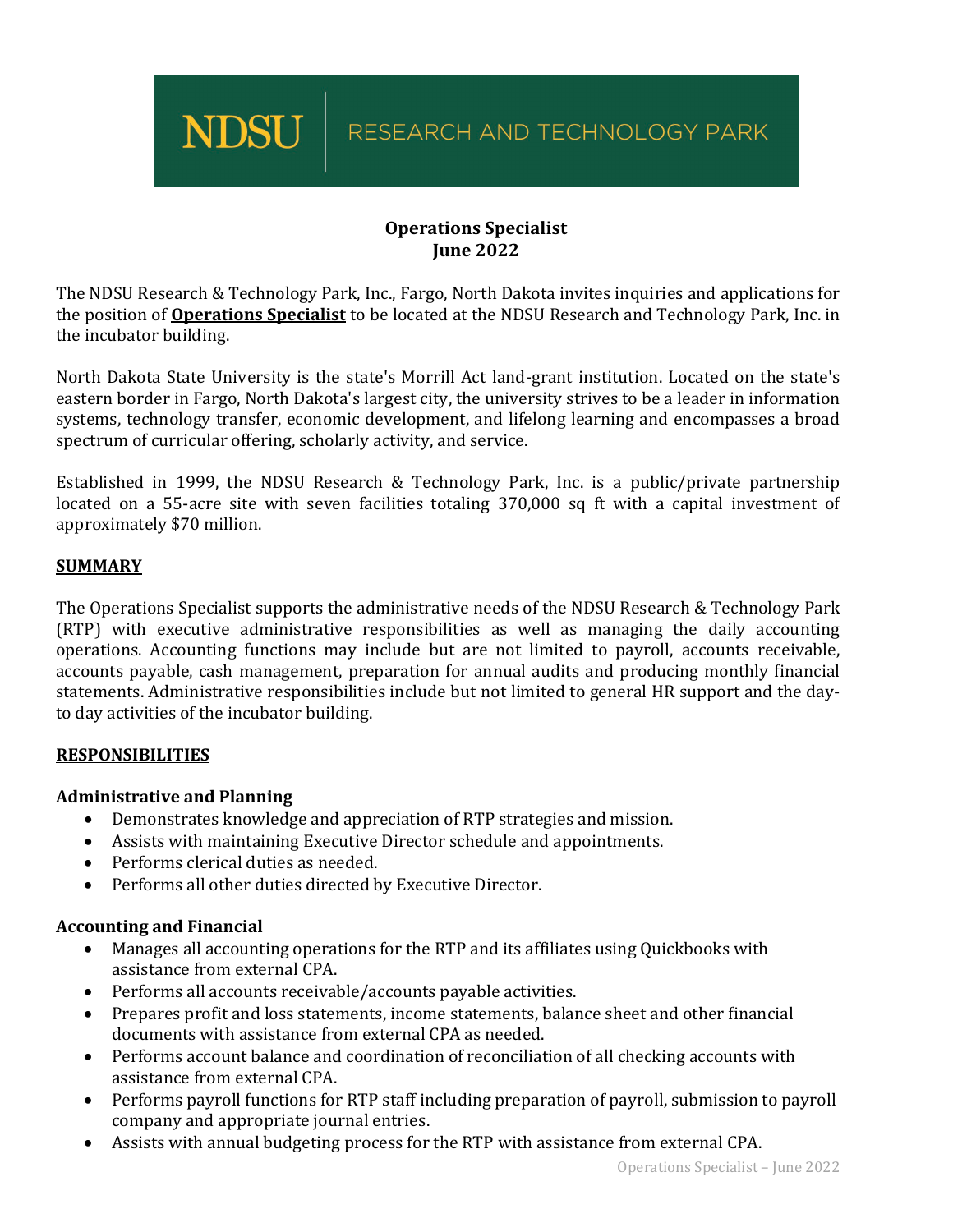**NDSU** | RESEARCH AND TECHNOLOGY PARK

# Operations Specialist
## June 2022

The NDSU Research & Technology Park, Inc., Fargo, North Dakota invites inquiries and applications for the position of **Operations Specialist** to be located at the NDSU Research and Technology Park, Inc. in the incubator building.

North Dakota State University is the state's Morrill Act land-grant institution. Located on the state's eastern border in Fargo, North Dakota's largest city, the university strives to be a leader in information systems, technology transfer, economic development, and lifelong learning and encompasses a broad spectrum of curricular offering, scholarly activity, and service.

Established in 1999, the NDSU Research & Technology Park, Inc. is a public/private partnership located on a 55-acre site with seven facilities totaling 370,000 sq ft with a capital investment of approximately $70 million.

## SUMMARY

The Operations Specialist supports the administrative needs of the NDSU Research & Technology Park (RTP) with executive administrative responsibilities as well as managing the daily accounting operations. Accounting functions may include but are not limited to payroll, accounts receivable, accounts payable, cash management, preparation for annual audits and producing monthly financial statements. Administrative responsibilities include but not limited to general HR support and the day-to day activities of the incubator building.

## RESPONSIBILITIES

### Administrative and Planning

- Demonstrates knowledge and appreciation of RTP strategies and mission.
- Assists with maintaining Executive Director schedule and appointments.
- Performs clerical duties as needed.
- Performs all other duties directed by Executive Director.

### Accounting and Financial

- Manages all accounting operations for the RTP and its affiliates using Quickbooks with assistance from external CPA.
- Performs all accounts receivable/accounts payable activities.
- Prepares profit and loss statements, income statements, balance sheet and other financial documents with assistance from external CPA as needed.
- Performs account balance and coordination of reconciliation of all checking accounts with assistance from external CPA.
- Performs payroll functions for RTP staff including preparation of payroll, submission to payroll company and appropriate journal entries.
- Assists with annual budgeting process for the RTP with assistance from external CPA.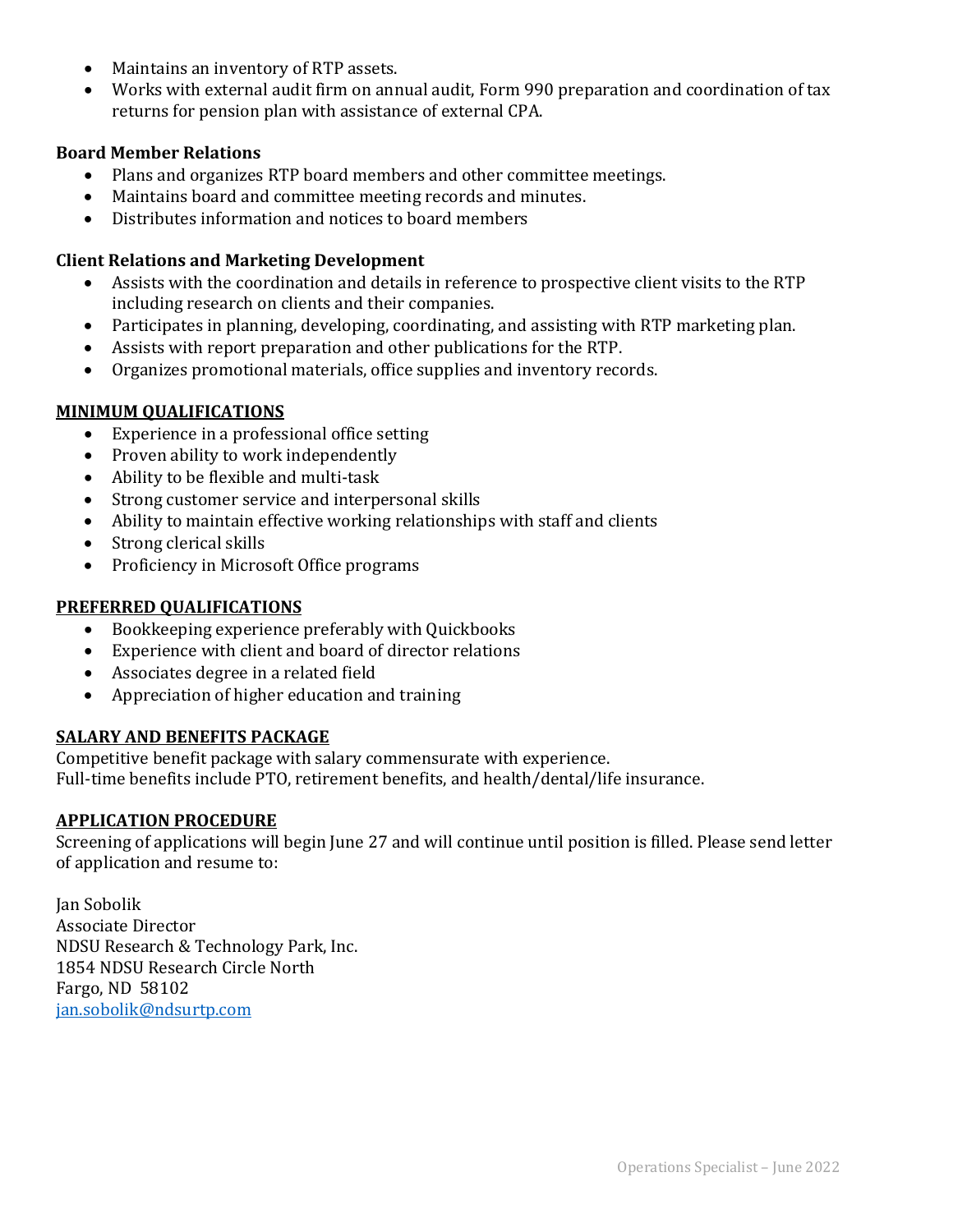- Maintains an inventory of RTP assets.
- Works with external audit firm on annual audit, Form 990 preparation and coordination of tax returns for pension plan with assistance of external CPA.

**Board Member Relations**

- Plans and organizes RTP board members and other committee meetings.
- Maintains board and committee meeting records and minutes.
- Distributes information and notices to board members

**Client Relations and Marketing Development**

- Assists with the coordination and details in reference to prospective client visits to the RTP including research on clients and their companies.
- Participates in planning, developing, coordinating, and assisting with RTP marketing plan.
- Assists with report preparation and other publications for the RTP.
- Organizes promotional materials, office supplies and inventory records.

## MINIMUM QUALIFICATIONS

- Experience in a professional office setting
- Proven ability to work independently
- Ability to be flexible and multi-task
- Strong customer service and interpersonal skills
- Ability to maintain effective working relationships with staff and clients
- Strong clerical skills
- Proficiency in Microsoft Office programs

## PREFERRED QUALIFICATIONS

- Bookkeeping experience preferably with Quickbooks
- Experience with client and board of director relations
- Associates degree in a related field
- Appreciation of higher education and training

## SALARY AND BENEFITS PACKAGE

Competitive benefit package with salary commensurate with experience.
Full-time benefits include PTO, retirement benefits, and health/dental/life insurance.

## APPLICATION PROCEDURE

Screening of applications will begin June 27 and will continue until position is filled. Please send letter of application and resume to:

Jan Sobolik
Associate Director
NDSU Research & Technology Park, Inc.
1854 NDSU Research Circle North
Fargo, ND 58102
jan.sobolik@ndsurtp.com